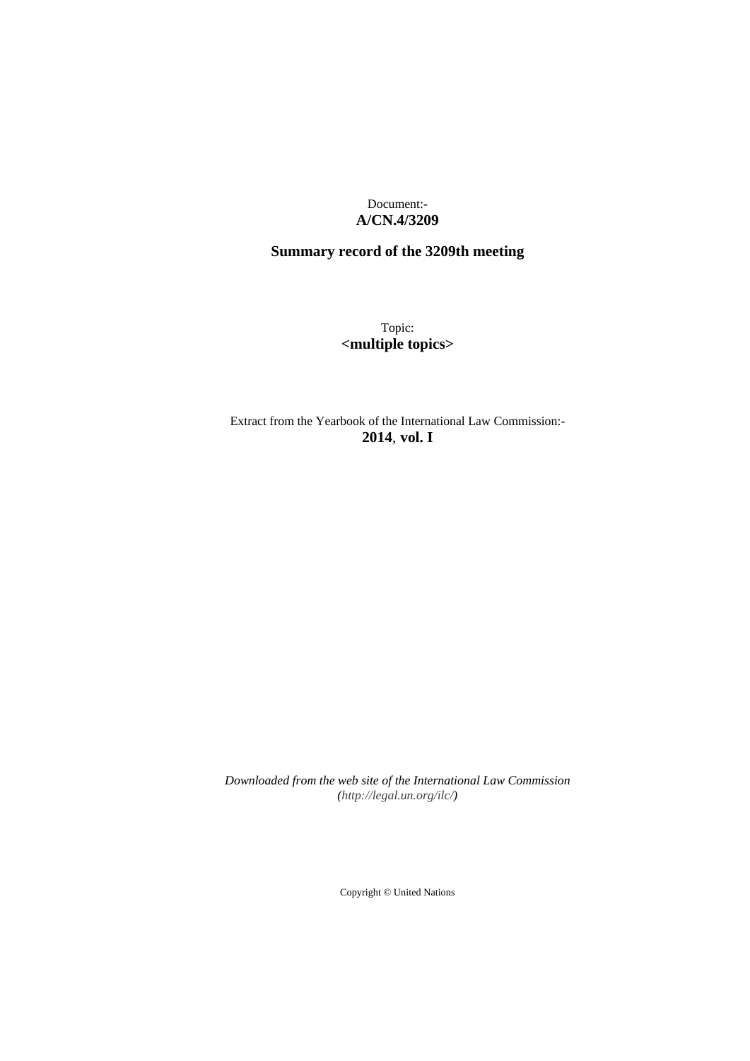Document:-
**A/CN.4/3209**

## Summary record of the 3209th meeting

Topic:
**<multiple topics>**

Extract from the Yearbook of the International Law Commission:-
**2014**, **vol. I**

*Downloaded from the web site of the International Law Commission (http://legal.un.org/ilc/)*

Copyright © United Nations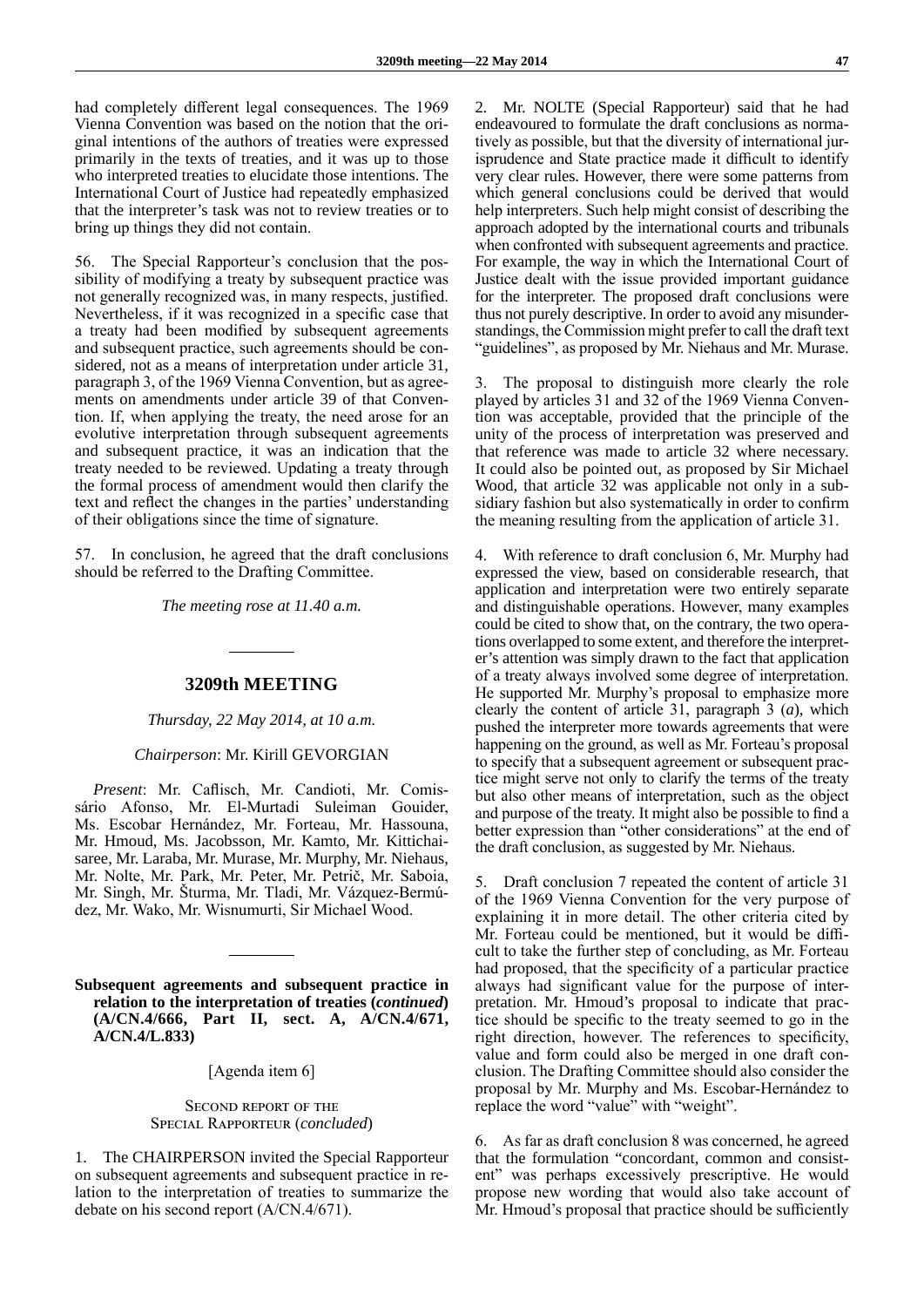had completely different legal consequences. The 1969 Vienna Convention was based on the notion that the original intentions of the authors of treaties were expressed primarily in the texts of treaties, and it was up to those who interpreted treaties to elucidate those intentions. The International Court of Justice had repeatedly emphasized that the interpreter's task was not to review treaties or to bring up things they did not contain.

56. The Special Rapporteur's conclusion that the possibility of modifying a treaty by subsequent practice was not generally recognized was, in many respects, justified. Nevertheless, if it was recognized in a specific case that a treaty had been modified by subsequent agreements and subsequent practice, such agreements should be considered, not as a means of interpretation under article 31, paragraph 3, of the 1969 Vienna Convention, but as agreements on amendments under article 39 of that Convention. If, when applying the treaty, the need arose for an evolutive interpretation through subsequent agreements and subsequent practice, it was an indication that the treaty needed to be reviewed. Updating a treaty through the formal process of amendment would then clarify the text and reflect the changes in the parties' understanding of their obligations since the time of signature.

57. In conclusion, he agreed that the draft conclusions should be referred to the Drafting Committee.

*The meeting rose at 11.40 a.m.*

---

## 3209th MEETING

*Thursday, 22 May 2014, at 10 a.m.*

*Chairperson*: Mr. Kirill GEVORGIAN

*Present*: Mr. Caflisch, Mr. Candioti, Mr. Comissário Afonso, Mr. El-Murtadi Suleiman Gouider, Ms. Escobar Hernández, Mr. Forteau, Mr. Hassouna, Mr. Hmoud, Ms. Jacobsson, Mr. Kamto, Mr. Kittichaisaree, Mr. Laraba, Mr. Murase, Mr. Murphy, Mr. Niehaus, Mr. Nolte, Mr. Park, Mr. Peter, Mr. Petrič, Mr. Saboia, Mr. Singh, Mr. Šturma, Mr. Tladi, Mr. Vázquez-Bermúdez, Mr. Wako, Mr. Wisnumurti, Sir Michael Wood.

---

**Subsequent agreements and subsequent practice in relation to the interpretation of treaties (*continued*) (A/CN.4/666, Part II, sect. A, A/CN.4/671, A/CN.4/L.833)**

[Agenda item 6]

Second report of the Special Rapporteur (*concluded*)

1. The CHAIRPERSON invited the Special Rapporteur on subsequent agreements and subsequent practice in relation to the interpretation of treaties to summarize the debate on his second report (A/CN.4/671).

2. Mr. NOLTE (Special Rapporteur) said that he had endeavoured to formulate the draft conclusions as normatively as possible, but that the diversity of international jurisprudence and State practice made it difficult to identify very clear rules. However, there were some patterns from which general conclusions could be derived that would help interpreters. Such help might consist of describing the approach adopted by the international courts and tribunals when confronted with subsequent agreements and practice. For example, the way in which the International Court of Justice dealt with the issue provided important guidance for the interpreter. The proposed draft conclusions were thus not purely descriptive. In order to avoid any misunderstandings, the Commission might prefer to call the draft text "guidelines", as proposed by Mr. Niehaus and Mr. Murase.

3. The proposal to distinguish more clearly the role played by articles 31 and 32 of the 1969 Vienna Convention was acceptable, provided that the principle of the unity of the process of interpretation was preserved and that reference was made to article 32 where necessary. It could also be pointed out, as proposed by Sir Michael Wood, that article 32 was applicable not only in a subsidiary fashion but also systematically in order to confirm the meaning resulting from the application of article 31.

4. With reference to draft conclusion 6, Mr. Murphy had expressed the view, based on considerable research, that application and interpretation were two entirely separate and distinguishable operations. However, many examples could be cited to show that, on the contrary, the two operations overlapped to some extent, and therefore the interpreter's attention was simply drawn to the fact that application of a treaty always involved some degree of interpretation. He supported Mr. Murphy's proposal to emphasize more clearly the content of article 31, paragraph 3 (*a*), which pushed the interpreter more towards agreements that were happening on the ground, as well as Mr. Forteau's proposal to specify that a subsequent agreement or subsequent practice might serve not only to clarify the terms of the treaty but also other means of interpretation, such as the object and purpose of the treaty. It might also be possible to find a better expression than "other considerations" at the end of the draft conclusion, as suggested by Mr. Niehaus.

5. Draft conclusion 7 repeated the content of article 31 of the 1969 Vienna Convention for the very purpose of explaining it in more detail. The other criteria cited by Mr. Forteau could be mentioned, but it would be difficult to take the further step of concluding, as Mr. Forteau had proposed, that the specificity of a particular practice always had significant value for the purpose of interpretation. Mr. Hmoud's proposal to indicate that practice should be specific to the treaty seemed to go in the right direction, however. The references to specificity, value and form could also be merged in one draft conclusion. The Drafting Committee should also consider the proposal by Mr. Murphy and Ms. Escobar-Hernández to replace the word "value" with "weight".

6. As far as draft conclusion 8 was concerned, he agreed that the formulation "concordant, common and consistent" was perhaps excessively prescriptive. He would propose new wording that would also take account of Mr. Hmoud's proposal that practice should be sufficiently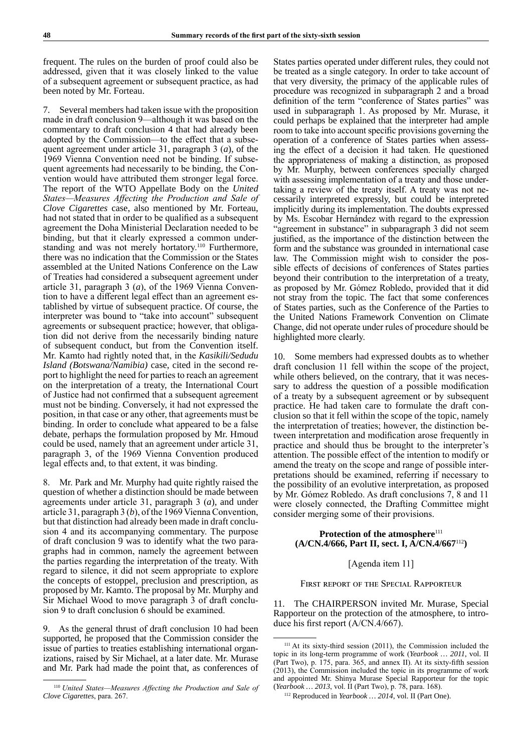frequent. The rules on the burden of proof could also be addressed, given that it was closely linked to the value of a subsequent agreement or subsequent practice, as had been noted by Mr. Forteau.

7. Several members had taken issue with the proposition made in draft conclusion 9—although it was based on the commentary to draft conclusion 4 that had already been adopted by the Commission—to the effect that a subsequent agreement under article 31, paragraph 3 (*a*), of the 1969 Vienna Convention need not be binding. If subsequent agreements had necessarily to be binding, the Convention would have attributed them stronger legal force. The report of the WTO Appellate Body on the *United States—Measures Affecting the Production and Sale of Clove Cigarettes* case, also mentioned by Mr. Forteau, had not stated that in order to be qualified as a subsequent agreement the Doha Ministerial Declaration needed to be binding, but that it clearly expressed a common understanding and was not merely hortatory.[110] Furthermore, there was no indication that the Commission or the States assembled at the United Nations Conference on the Law of Treaties had considered a subsequent agreement under article 31, paragraph 3 (*a*), of the 1969 Vienna Convention to have a different legal effect than an agreement established by virtue of subsequent practice. Of course, the interpreter was bound to "take into account" subsequent agreements or subsequent practice; however, that obligation did not derive from the necessarily binding nature of subsequent conduct, but from the Convention itself. Mr. Kamto had rightly noted that, in the *Kasikili/Sedudu Island (Botswana/Namibia)* case, cited in the second report to highlight the need for parties to reach an agreement on the interpretation of a treaty, the International Court of Justice had not confirmed that a subsequent agreement must not be binding. Conversely, it had not expressed the position, in that case or any other, that agreements must be binding. In order to conclude what appeared to be a false debate, perhaps the formulation proposed by Mr. Hmoud could be used, namely that an agreement under article 31, paragraph 3, of the 1969 Vienna Convention produced legal effects and, to that extent, it was binding.

8. Mr. Park and Mr. Murphy had quite rightly raised the question of whether a distinction should be made between agreements under article 31, paragraph 3 (*a*), and under article 31, paragraph 3 (*b*), of the 1969 Vienna Convention, but that distinction had already been made in draft conclusion 4 and its accompanying commentary. The purpose of draft conclusion 9 was to identify what the two paragraphs had in common, namely the agreement between the parties regarding the interpretation of the treaty. With regard to silence, it did not seem appropriate to explore the concepts of estoppel, preclusion and prescription, as proposed by Mr. Kamto. The proposal by Mr. Murphy and Sir Michael Wood to move paragraph 3 of draft conclusion 9 to draft conclusion 6 should be examined.

9. As the general thrust of draft conclusion 10 had been supported, he proposed that the Commission consider the issue of parties to treaties establishing international organizations, raised by Sir Michael, at a later date. Mr. Murase and Mr. Park had made the point that, as conferences of States parties operated under different rules, they could not be treated as a single category. In order to take account of that very diversity, the primacy of the applicable rules of procedure was recognized in subparagraph 2 and a broad definition of the term "conference of States parties" was used in subparagraph 1. As proposed by Mr. Murase, it could perhaps be explained that the interpreter had ample room to take into account specific provisions governing the operation of a conference of States parties when assessing the effect of a decision it had taken. He questioned the appropriateness of making a distinction, as proposed by Mr. Murphy, between conferences specially charged with assessing implementation of a treaty and those undertaking a review of the treaty itself. A treaty was not necessarily interpreted expressly, but could be interpreted implicitly during its implementation. The doubts expressed by Ms. Escobar Hernández with regard to the expression "agreement in substance" in subparagraph 3 did not seem justified, as the importance of the distinction between the form and the substance was grounded in international case law. The Commission might wish to consider the possible effects of decisions of conferences of States parties beyond their contribution to the interpretation of a treaty, as proposed by Mr. Gómez Robledo, provided that it did not stray from the topic. The fact that some conferences of States parties, such as the Conference of the Parties to the United Nations Framework Convention on Climate Change, did not operate under rules of procedure should be highlighted more clearly.

10. Some members had expressed doubts as to whether draft conclusion 11 fell within the scope of the project, while others believed, on the contrary, that it was necessary to address the question of a possible modification of a treaty by a subsequent agreement or by subsequent practice. He had taken care to formulate the draft conclusion so that it fell within the scope of the topic, namely the interpretation of treaties; however, the distinction between interpretation and modification arose frequently in practice and should thus be brought to the interpreter's attention. The possible effect of the intention to modify or amend the treaty on the scope and range of possible interpretations should be examined, referring if necessary to the possibility of an evolutive interpretation, as proposed by Mr. Gómez Robledo. As draft conclusions 7, 8 and 11 were closely connected, the Drafting Committee might consider merging some of their provisions.

## Protection of the atmosphere[111] (A/CN.4/666, Part II, sect. I, A/CN.4/667[112])

[Agenda item 11]

### First report of the Special Rapporteur

11. The CHAIRPERSON invited Mr. Murase, Special Rapporteur on the protection of the atmosphere, to introduce his first report (A/CN.4/667).

---

[110] *United States—Measures Affecting the Production and Sale of Clove Cigarettes*, para. 267.

[111] At its sixty-third session (2011), the Commission included the topic in its long-term programme of work (*Yearbook … 2011*, vol. II (Part Two), p. 175, para. 365, and annex II). At its sixty-fifth session (2013), the Commission included the topic in its programme of work and appointed Mr. Shinya Murase Special Rapporteur for the topic (*Yearbook … 2013*, vol. II (Part Two), p. 78, para. 168).

[112] Reproduced in *Yearbook … 2014*, vol. II (Part One).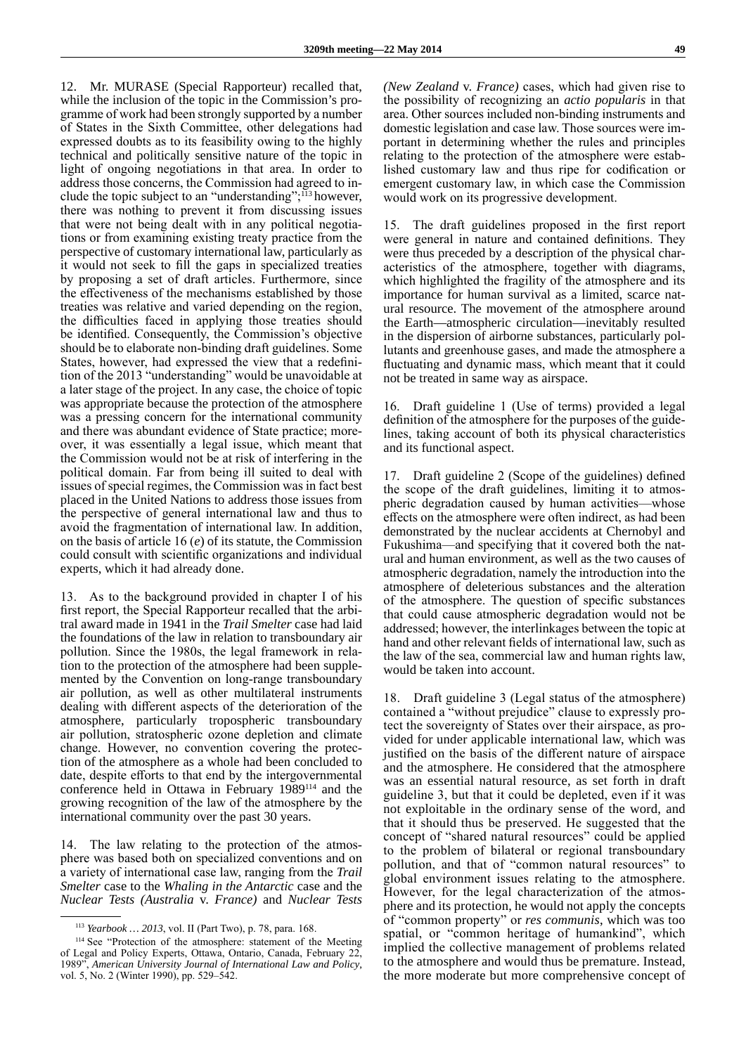12. Mr. MURASE (Special Rapporteur) recalled that, while the inclusion of the topic in the Commission's programme of work had been strongly supported by a number of States in the Sixth Committee, other delegations had expressed doubts as to its feasibility owing to the highly technical and politically sensitive nature of the topic in light of ongoing negotiations in that area. In order to address those concerns, the Commission had agreed to include the topic subject to an "understanding";[113] however, there was nothing to prevent it from discussing issues that were not being dealt with in any political negotiations or from examining existing treaty practice from the perspective of customary international law, particularly as it would not seek to fill the gaps in specialized treaties by proposing a set of draft articles. Furthermore, since the effectiveness of the mechanisms established by those treaties was relative and varied depending on the region, the difficulties faced in applying those treaties should be identified. Consequently, the Commission's objective should be to elaborate non-binding draft guidelines. Some States, however, had expressed the view that a redefinition of the 2013 "understanding" would be unavoidable at a later stage of the project. In any case, the choice of topic was appropriate because the protection of the atmosphere was a pressing concern for the international community and there was abundant evidence of State practice; moreover, it was essentially a legal issue, which meant that the Commission would not be at risk of interfering in the political domain. Far from being ill suited to deal with issues of special regimes, the Commission was in fact best placed in the United Nations to address those issues from the perspective of general international law and thus to avoid the fragmentation of international law. In addition, on the basis of article 16 (*e*) of its statute, the Commission could consult with scientific organizations and individual experts, which it had already done.

13. As to the background provided in chapter I of his first report, the Special Rapporteur recalled that the arbitral award made in 1941 in the *Trail Smelter* case had laid the foundations of the law in relation to transboundary air pollution. Since the 1980s, the legal framework in relation to the protection of the atmosphere had been supplemented by the Convention on long-range transboundary air pollution, as well as other multilateral instruments dealing with different aspects of the deterioration of the atmosphere, particularly tropospheric transboundary air pollution, stratospheric ozone depletion and climate change. However, no convention covering the protection of the atmosphere as a whole had been concluded to date, despite efforts to that end by the intergovernmental conference held in Ottawa in February 1989[114] and the growing recognition of the law of the atmosphere by the international community over the past 30 years.

14. The law relating to the protection of the atmosphere was based both on specialized conventions and on a variety of international case law, ranging from the *Trail Smelter* case to the *Whaling in the Antarctic* case and the *Nuclear Tests (Australia* v. *France)* and *Nuclear Tests (New Zealand* v. *France)* cases, which had given rise to the possibility of recognizing an *actio popularis* in that area. Other sources included non-binding instruments and domestic legislation and case law. Those sources were important in determining whether the rules and principles relating to the protection of the atmosphere were established customary law and thus ripe for codification or emergent customary law, in which case the Commission would work on its progressive development.

15. The draft guidelines proposed in the first report were general in nature and contained definitions. They were thus preceded by a description of the physical characteristics of the atmosphere, together with diagrams, which highlighted the fragility of the atmosphere and its importance for human survival as a limited, scarce natural resource. The movement of the atmosphere around the Earth—atmospheric circulation—inevitably resulted in the dispersion of airborne substances, particularly pollutants and greenhouse gases, and made the atmosphere a fluctuating and dynamic mass, which meant that it could not be treated in same way as airspace.

16. Draft guideline 1 (Use of terms) provided a legal definition of the atmosphere for the purposes of the guidelines, taking account of both its physical characteristics and its functional aspect.

17. Draft guideline 2 (Scope of the guidelines) defined the scope of the draft guidelines, limiting it to atmospheric degradation caused by human activities—whose effects on the atmosphere were often indirect, as had been demonstrated by the nuclear accidents at Chernobyl and Fukushima—and specifying that it covered both the natural and human environment, as well as the two causes of atmospheric degradation, namely the introduction into the atmosphere of deleterious substances and the alteration of the atmosphere. The question of specific substances that could cause atmospheric degradation would not be addressed; however, the interlinkages between the topic at hand and other relevant fields of international law, such as the law of the sea, commercial law and human rights law, would be taken into account.

18. Draft guideline 3 (Legal status of the atmosphere) contained a "without prejudice" clause to expressly protect the sovereignty of States over their airspace, as provided for under applicable international law, which was justified on the basis of the different nature of airspace and the atmosphere. He considered that the atmosphere was an essential natural resource, as set forth in draft guideline 3, but that it could be depleted, even if it was not exploitable in the ordinary sense of the word, and that it should thus be preserved. He suggested that the concept of "shared natural resources" could be applied to the problem of bilateral or regional transboundary pollution, and that of "common natural resources" to global environment issues relating to the atmosphere. However, for the legal characterization of the atmosphere and its protection, he would not apply the concepts of "common property" or *res communis*, which was too spatial, or "common heritage of humankind", which implied the collective management of problems related to the atmosphere and would thus be premature. Instead, the more moderate but more comprehensive concept of

---

[113] *Yearbook … 2013*, vol. II (Part Two), p. 78, para. 168.

[114] See "Protection of the atmosphere: statement of the Meeting of Legal and Policy Experts, Ottawa, Ontario, Canada, February 22, 1989", *American University Journal of International Law and Policy*, vol. 5, No. 2 (Winter 1990), pp. 529–542.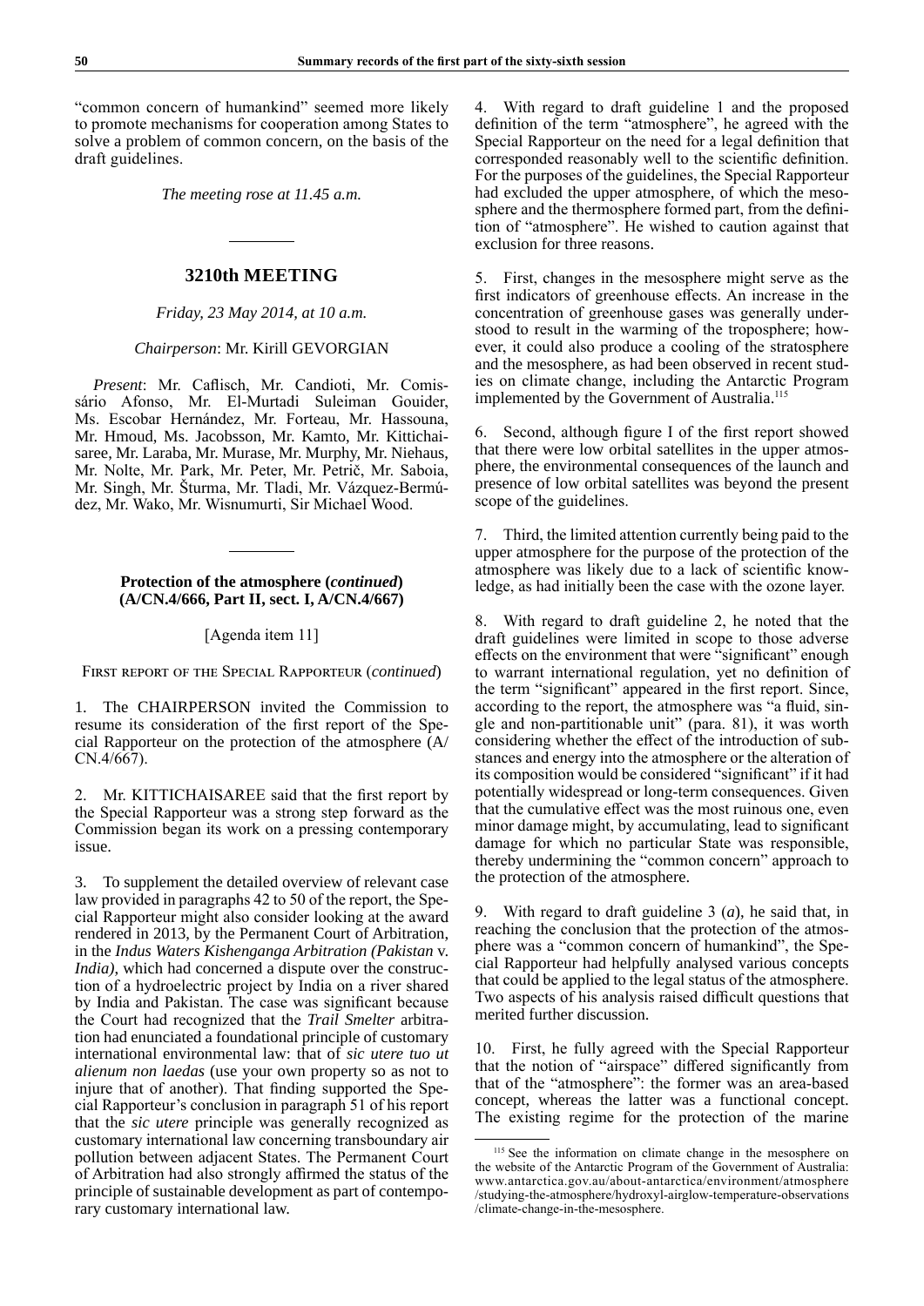"common concern of humankind" seemed more likely to promote mechanisms for cooperation among States to solve a problem of common concern, on the basis of the draft guidelines.

*The meeting rose at 11.45 a.m.*

---

## 3210th MEETING

*Friday, 23 May 2014, at 10 a.m.*

*Chairperson*: Mr. Kirill GEVORGIAN

*Present*: Mr. Caflisch, Mr. Candioti, Mr. Comissário Afonso, Mr. El-Murtadi Suleiman Gouider, Ms. Escobar Hernández, Mr. Forteau, Mr. Hassouna, Mr. Hmoud, Ms. Jacobsson, Mr. Kamto, Mr. Kittichaisaree, Mr. Laraba, Mr. Murase, Mr. Murphy, Mr. Niehaus, Mr. Nolte, Mr. Park, Mr. Peter, Mr. Petrič, Mr. Saboia, Mr. Singh, Mr. Šturma, Mr. Tladi, Mr. Vázquez-Bermúdez, Mr. Wako, Mr. Wisnumurti, Sir Michael Wood.

---

### Protection of the atmosphere (*continued*) (A/CN.4/666, Part II, sect. I, A/CN.4/667)

[Agenda item 11]

First report of the Special Rapporteur (*continued*)

1. The CHAIRPERSON invited the Commission to resume its consideration of the first report of the Special Rapporteur on the protection of the atmosphere (A/CN.4/667).

2. Mr. KITTICHAISAREE said that the first report by the Special Rapporteur was a strong step forward as the Commission began its work on a pressing contemporary issue.

3. To supplement the detailed overview of relevant case law provided in paragraphs 42 to 50 of the report, the Special Rapporteur might also consider looking at the award rendered in 2013, by the Permanent Court of Arbitration, in the *Indus Waters Kishenganga Arbitration (Pakistan* v. *India)*, which had concerned a dispute over the construction of a hydroelectric project by India on a river shared by India and Pakistan. The case was significant because the Court had recognized that the *Trail Smelter* arbitration had enunciated a foundational principle of customary international environmental law: that of *sic utere tuo ut alienum non laedas* (use your own property so as not to injure that of another). That finding supported the Special Rapporteur's conclusion in paragraph 51 of his report that the *sic utere* principle was generally recognized as customary international law concerning transboundary air pollution between adjacent States. The Permanent Court of Arbitration had also strongly affirmed the status of the principle of sustainable development as part of contemporary customary international law.

4. With regard to draft guideline 1 and the proposed definition of the term "atmosphere", he agreed with the Special Rapporteur on the need for a legal definition that corresponded reasonably well to the scientific definition. For the purposes of the guidelines, the Special Rapporteur had excluded the upper atmosphere, of which the mesosphere and the thermosphere formed part, from the definition of "atmosphere". He wished to caution against that exclusion for three reasons.

5. First, changes in the mesosphere might serve as the first indicators of greenhouse effects. An increase in the concentration of greenhouse gases was generally understood to result in the warming of the troposphere; however, it could also produce a cooling of the stratosphere and the mesosphere, as had been observed in recent studies on climate change, including the Antarctic Program implemented by the Government of Australia.[115]

6. Second, although figure I of the first report showed that there were low orbital satellites in the upper atmosphere, the environmental consequences of the launch and presence of low orbital satellites was beyond the present scope of the guidelines.

7. Third, the limited attention currently being paid to the upper atmosphere for the purpose of the protection of the atmosphere was likely due to a lack of scientific knowledge, as had initially been the case with the ozone layer.

8. With regard to draft guideline 2, he noted that the draft guidelines were limited in scope to those adverse effects on the environment that were "significant" enough to warrant international regulation, yet no definition of the term "significant" appeared in the first report. Since, according to the report, the atmosphere was "a fluid, single and non-partitionable unit" (para. 81), it was worth considering whether the effect of the introduction of substances and energy into the atmosphere or the alteration of its composition would be considered "significant" if it had potentially widespread or long-term consequences. Given that the cumulative effect was the most ruinous one, even minor damage might, by accumulating, lead to significant damage for which no particular State was responsible, thereby undermining the "common concern" approach to the protection of the atmosphere.

9. With regard to draft guideline 3 (*a*), he said that, in reaching the conclusion that the protection of the atmosphere was a "common concern of humankind", the Special Rapporteur had helpfully analysed various concepts that could be applied to the legal status of the atmosphere. Two aspects of his analysis raised difficult questions that merited further discussion.

10. First, he fully agreed with the Special Rapporteur that the notion of "airspace" differed significantly from that of the "atmosphere": the former was an area-based concept, whereas the latter was a functional concept. The existing regime for the protection of the marine

---

[115] See the information on climate change in the mesosphere on the website of the Antarctic Program of the Government of Australia: www.antarctica.gov.au/about-antarctica/environment/atmosphere/studying-the-atmosphere/hydroxyl-airglow-temperature-observations/climate-change-in-the-mesosphere.